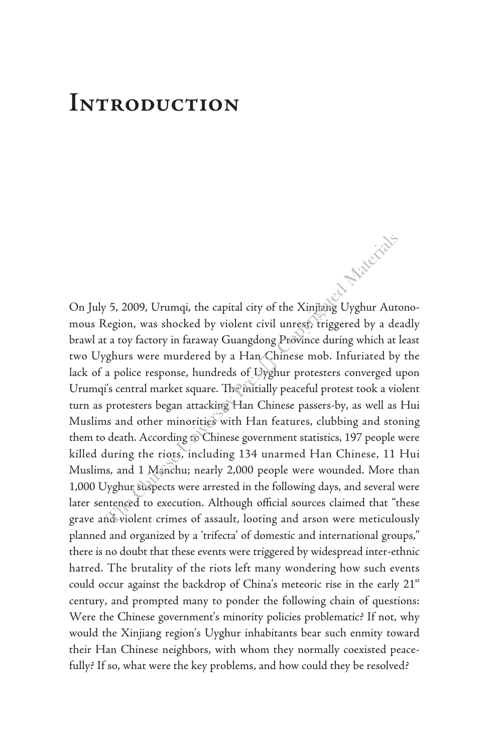# Introduction

On July 5, 2009, Urumqi, the capital city of the Xinjiang Uyghur Autonomous Region, was shocked by violent civil unrest, triggered by a deadly brawl at a toy factory in faraway Guangdong Province during which at least two Uyghurs were murdered by a Han Chinese mob. Infuriated by the lack of a police response, hundreds of Uyghur protesters converged upon Urumqi's central market square. The initially peaceful protest took a violent turn as protesters began attacking Han Chinese passers-by, as well as Hui Muslims and other minorities with Han features, clubbing and stoning them to death. According to Chinese government statistics, 197 people were killed during the riots, including 134 unarmed Han Chinese, 11 Hui Muslims, and 1 Manchu; nearly 2,000 people were wounded. More than 1,000 Uyghur suspects were arrested in the following days, and several were later sentenced to execution. Although official sources claimed that "these grave and violent crimes of assault, looting and arson were meticulously planned and organized by a 'trifecta' of domestic and international groups," there is no doubt that these events were triggered by widespread inter-ethnic hatred. The brutality of the riots left many wondering how such events could occur against the backdrop of China's meteoric rise in the early 21st century, and prompted many to ponder the following chain of questions: Were the Chinese government's minority policies problematic? If not, why would the Xinjiang region's Uyghur inhabitants bear such enmity toward their Han Chinese neighbors, with whom they normally coexisted peacefully? If so, what were the key problems, and how could they be resolved?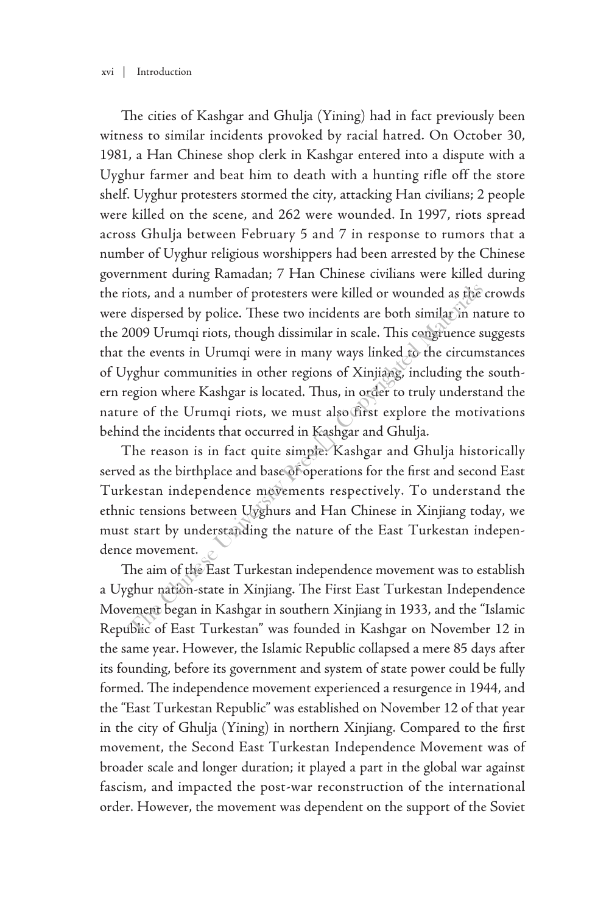The cities of Kashgar and Ghulja (Yining) had in fact previously been witness to similar incidents provoked by racial hatred. On October 30, 1981, a Han Chinese shop clerk in Kashgar entered into a dispute with a Uyghur farmer and beat him to death with a hunting rifle off the store shelf. Uyghur protesters stormed the city, attacking Han civilians; 2 people were killed on the scene, and 262 were wounded. In 1997, riots spread across Ghulja between February 5 and 7 in response to rumors that a number of Uyghur religious worshippers had been arrested by the Chinese government during Ramadan; 7 Han Chinese civilians were killed during the riots, and a number of protesters were killed or wounded as the crowds were dispersed by police. These two incidents are both similar in nature to the 2009 Urumqi riots, though dissimilar in scale. This congruence suggests that the events in Urumqi were in many ways linked to the circumstances of Uyghur communities in other regions of Xinjiang, including the southern region where Kashgar is located. Thus, in order to truly understand the nature of the Urumqi riots, we must also first explore the motivations behind the incidents that occurred in Kashgar and Ghulja.

The reason is in fact quite simple: Kashgar and Ghulja historically served as the birthplace and base of operations for the first and second East Turkestan independence movements respectively. To understand the ethnic tensions between Uyghurs and Han Chinese in Xinjiang today, we must start by understanding the nature of the East Turkestan independence movement.

The aim of the East Turkestan independence movement was to establish a Uyghur nation-state in Xinjiang. The First East Turkestan Independence Movement began in Kashgar in southern Xinjiang in 1933, and the "Islamic Republic of East Turkestan" was founded in Kashgar on November 12 in the same year. However, the Islamic Republic collapsed a mere 85 days after its founding, before its government and system of state power could be fully formed. The independence movement experienced a resurgence in 1944, and the "East Turkestan Republic" was established on November 12 of that year in the city of Ghulja (Yining) in northern Xinjiang. Compared to the first movement, the Second East Turkestan Independence Movement was of broader scale and longer duration; it played a part in the global war against fascism, and impacted the post-war reconstruction of the international order. However, the movement was dependent on the support of the Soviet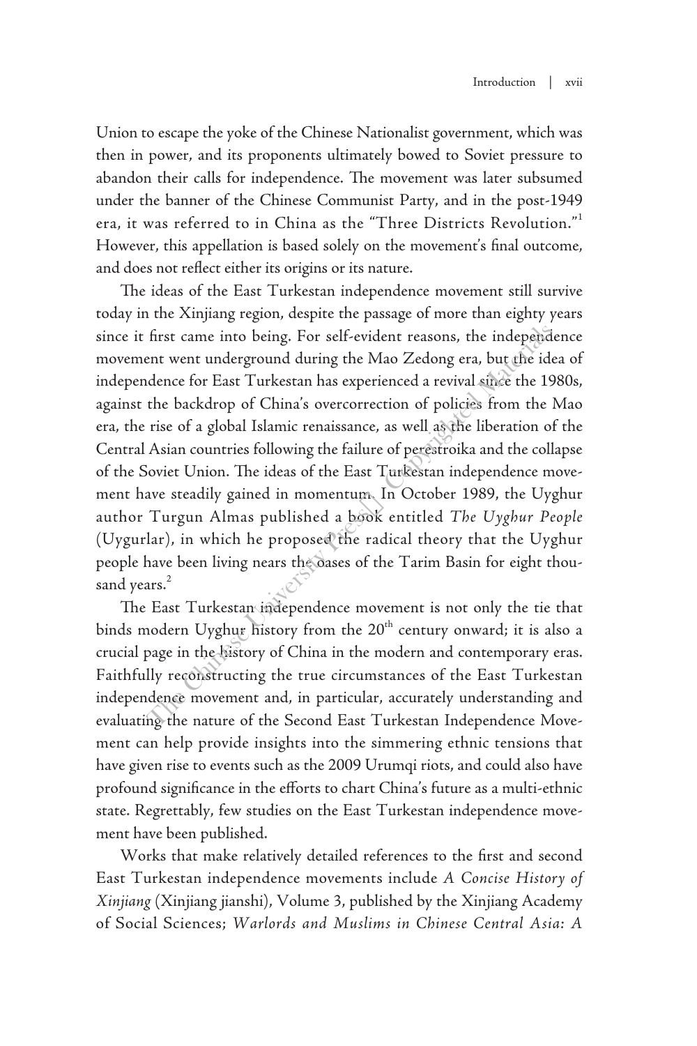Union to escape the yoke of the Chinese Nationalist government, which was then in power, and its proponents ultimately bowed to Soviet pressure to abandon their calls for independence. The movement was later subsumed under the banner of the Chinese Communist Party, and in the post-1949 era, it was referred to in China as the "Three Districts Revolution."[1] However, this appellation is based solely on the movement's final outcome, and does not reflect either its origins or its nature.

The ideas of the East Turkestan independence movement still survive today in the Xinjiang region, despite the passage of more than eighty years since it first came into being. For self-evident reasons, the independence movement went underground during the Mao Zedong era, but the idea of independence for East Turkestan has experienced a revival since the 1980s, against the backdrop of China's overcorrection of policies from the Mao era, the rise of a global Islamic renaissance, as well as the liberation of the Central Asian countries following the failure of perestroika and the collapse of the Soviet Union. The ideas of the East Turkestan independence movement have steadily gained in momentum. In October 1989, the Uyghur author Turgun Almas published a book entitled *The Uyghur People* (Uygurlar), in which he proposed the radical theory that the Uyghur people have been living nears the oases of the Tarim Basin for eight thousand years.[2]

The East Turkestan independence movement is not only the tie that binds modern Uyghur history from the 20th century onward; it is also a crucial page in the history of China in the modern and contemporary eras. Faithfully reconstructing the true circumstances of the East Turkestan independence movement and, in particular, accurately understanding and evaluating the nature of the Second East Turkestan Independence Movement can help provide insights into the simmering ethnic tensions that have given rise to events such as the 2009 Urumqi riots, and could also have profound significance in the efforts to chart China's future as a multi-ethnic state. Regrettably, few studies on the East Turkestan independence movement have been published.

Works that make relatively detailed references to the first and second East Turkestan independence movements include *A Concise History of Xinjiang* (Xinjiang jianshi), Volume 3, published by the Xinjiang Academy of Social Sciences; *Warlords and Muslims in Chinese Central Asia: A*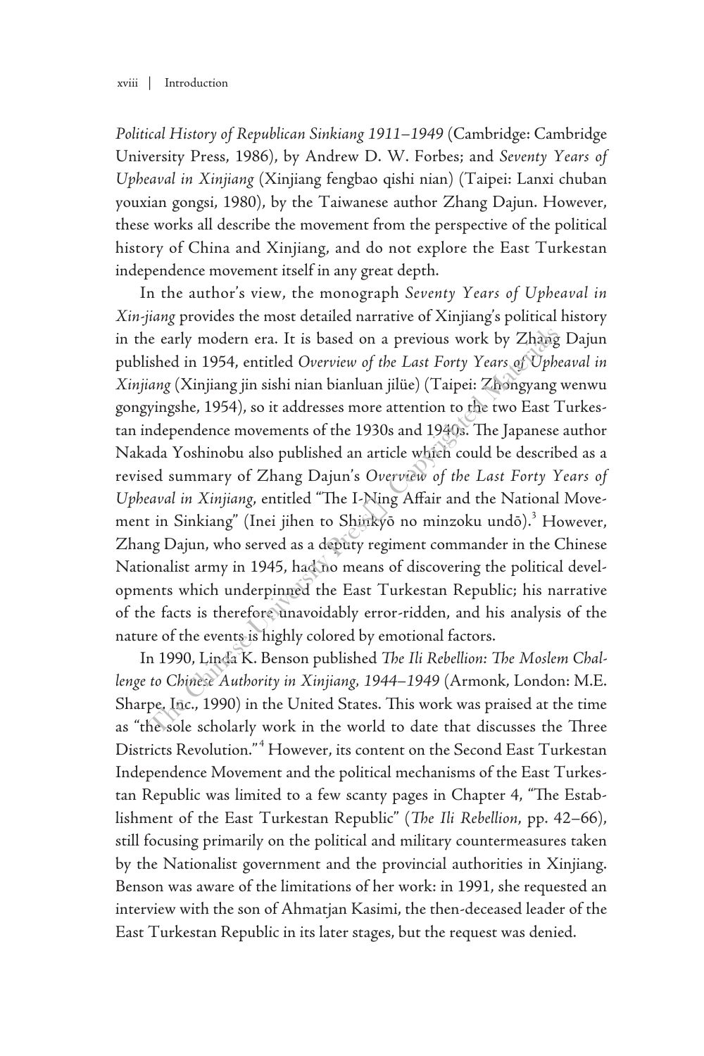*Political History of Republican Sinkiang 1911–1949* (Cambridge: Cambridge University Press, 1986), by Andrew D. W. Forbes; and *Seventy Years of Upheaval in Xinjiang* (Xinjiang fengbao qishi nian) (Taipei: Lanxi chuban youxian gongsi, 1980), by the Taiwanese author Zhang Dajun. However, these works all describe the movement from the perspective of the political history of China and Xinjiang, and do not explore the East Turkestan independence movement itself in any great depth.

In the author's view, the monograph *Seventy Years of Upheaval in Xin-jiang* provides the most detailed narrative of Xinjiang's political history in the early modern era. It is based on a previous work by Zhang Dajun published in 1954, entitled *Overview of the Last Forty Years of Upheaval in Xinjiang* (Xinjiang jin sishi nian bianluan jilüe) (Taipei: Zhongyang wenwu gongyingshe, 1954), so it addresses more attention to the two East Turkestan independence movements of the 1930s and 1940s. The Japanese author Nakada Yoshinobu also published an article which could be described as a revised summary of Zhang Dajun's *Overview of the Last Forty Years of Upheaval in Xinjiang*, entitled "The I-Ning Affair and the National Movement in Sinkiang" (Inei jihen to Shinkyō no minzoku undō).[3] However, Zhang Dajun, who served as a deputy regiment commander in the Chinese Nationalist army in 1945, had no means of discovering the political developments which underpinned the East Turkestan Republic; his narrative of the facts is therefore unavoidably error-ridden, and his analysis of the nature of the events is highly colored by emotional factors.

In 1990, Linda K. Benson published *The Ili Rebellion: The Moslem Challenge to Chinese Authority in Xinjiang, 1944–1949* (Armonk, London: M.E. Sharpe, Inc., 1990) in the United States. This work was praised at the time as "the sole scholarly work in the world to date that discusses the Three Districts Revolution."[4] However, its content on the Second East Turkestan Independence Movement and the political mechanisms of the East Turkestan Republic was limited to a few scanty pages in Chapter 4, "The Establishment of the East Turkestan Republic" (*The Ili Rebellion*, pp. 42–66), still focusing primarily on the political and military countermeasures taken by the Nationalist government and the provincial authorities in Xinjiang. Benson was aware of the limitations of her work: in 1991, she requested an interview with the son of Ahmatjan Kasimi, the then-deceased leader of the East Turkestan Republic in its later stages, but the request was denied.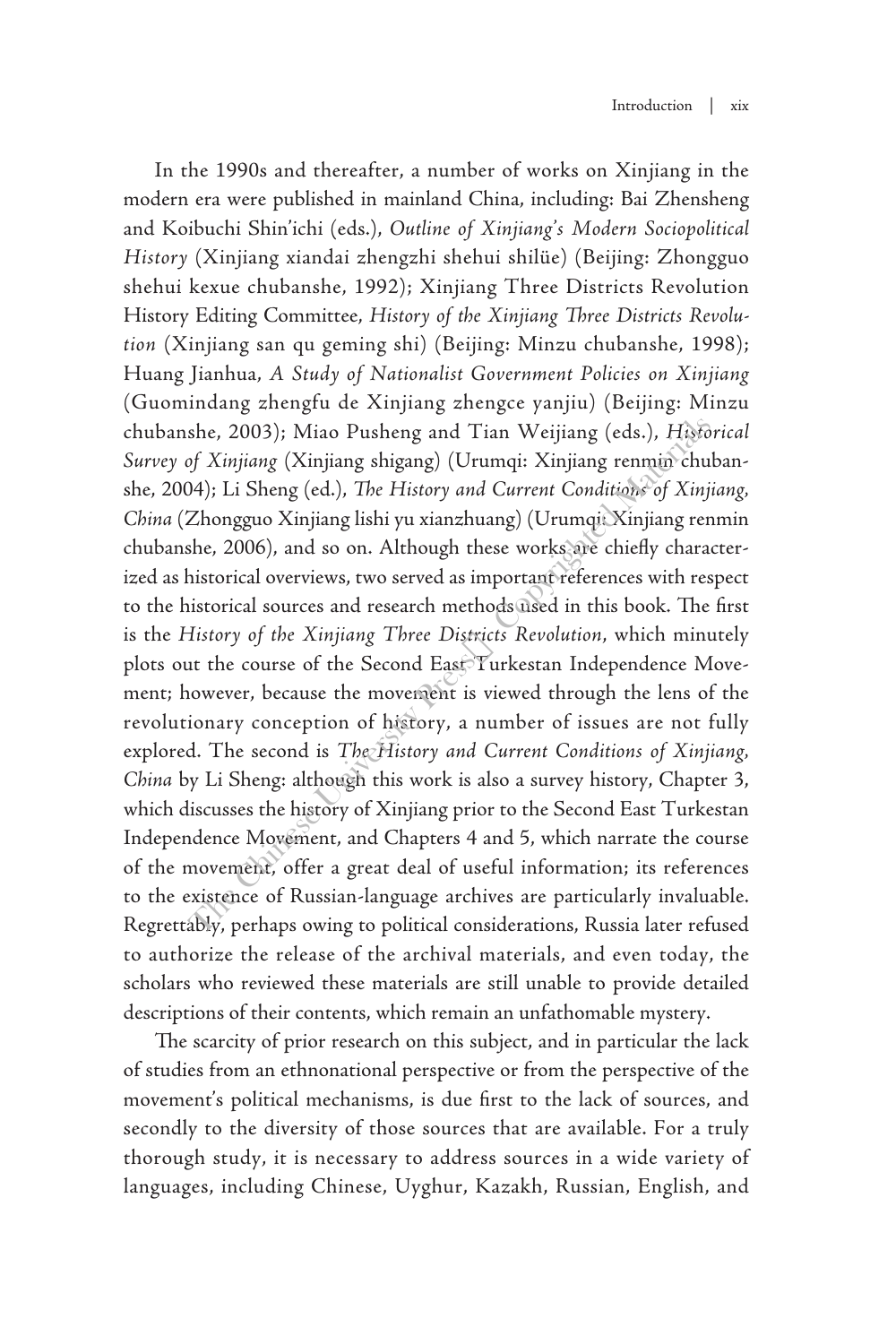In the 1990s and thereafter, a number of works on Xinjiang in the modern era were published in mainland China, including: Bai Zhensheng and Koibuchi Shin'ichi (eds.), *Outline of Xinjiang's Modern Sociopolitical History* (Xinjiang xiandai zhengzhi shehui shilüe) (Beijing: Zhongguo shehui kexue chubanshe, 1992); Xinjiang Three Districts Revolution History Editing Committee, *History of the Xinjiang Three Districts Revolution* (Xinjiang san qu geming shi) (Beijing: Minzu chubanshe, 1998); Huang Jianhua, *A Study of Nationalist Government Policies on Xinjiang* (Guomindang zhengfu de Xinjiang zhengce yanjiu) (Beijing: Minzu chubanshe, 2003); Miao Pusheng and Tian Weijiang (eds.), *Historical Survey of Xinjiang* (Xinjiang shigang) (Urumqi: Xinjiang renmin chubanshe, 2004); Li Sheng (ed.), *The History and Current Conditions of Xinjiang, China* (Zhongguo Xinjiang lishi yu xianzhuang) (Urumqi: Xinjiang renmin chubanshe, 2006), and so on. Although these works are chiefly characterized as historical overviews, two served as important references with respect to the historical sources and research methods used in this book. The first is the *History of the Xinjiang Three Districts Revolution*, which minutely plots out the course of the Second East Turkestan Independence Movement; however, because the movement is viewed through the lens of the revolutionary conception of history, a number of issues are not fully explored. The second is *The History and Current Conditions of Xinjiang, China* by Li Sheng: although this work is also a survey history, Chapter 3, which discusses the history of Xinjiang prior to the Second East Turkestan Independence Movement, and Chapters 4 and 5, which narrate the course of the movement, offer a great deal of useful information; its references to the existence of Russian-language archives are particularly invaluable. Regrettably, perhaps owing to political considerations, Russia later refused to authorize the release of the archival materials, and even today, the scholars who reviewed these materials are still unable to provide detailed descriptions of their contents, which remain an unfathomable mystery.

The scarcity of prior research on this subject, and in particular the lack of studies from an ethnonational perspective or from the perspective of the movement's political mechanisms, is due first to the lack of sources, and secondly to the diversity of those sources that are available. For a truly thorough study, it is necessary to address sources in a wide variety of languages, including Chinese, Uyghur, Kazakh, Russian, English, and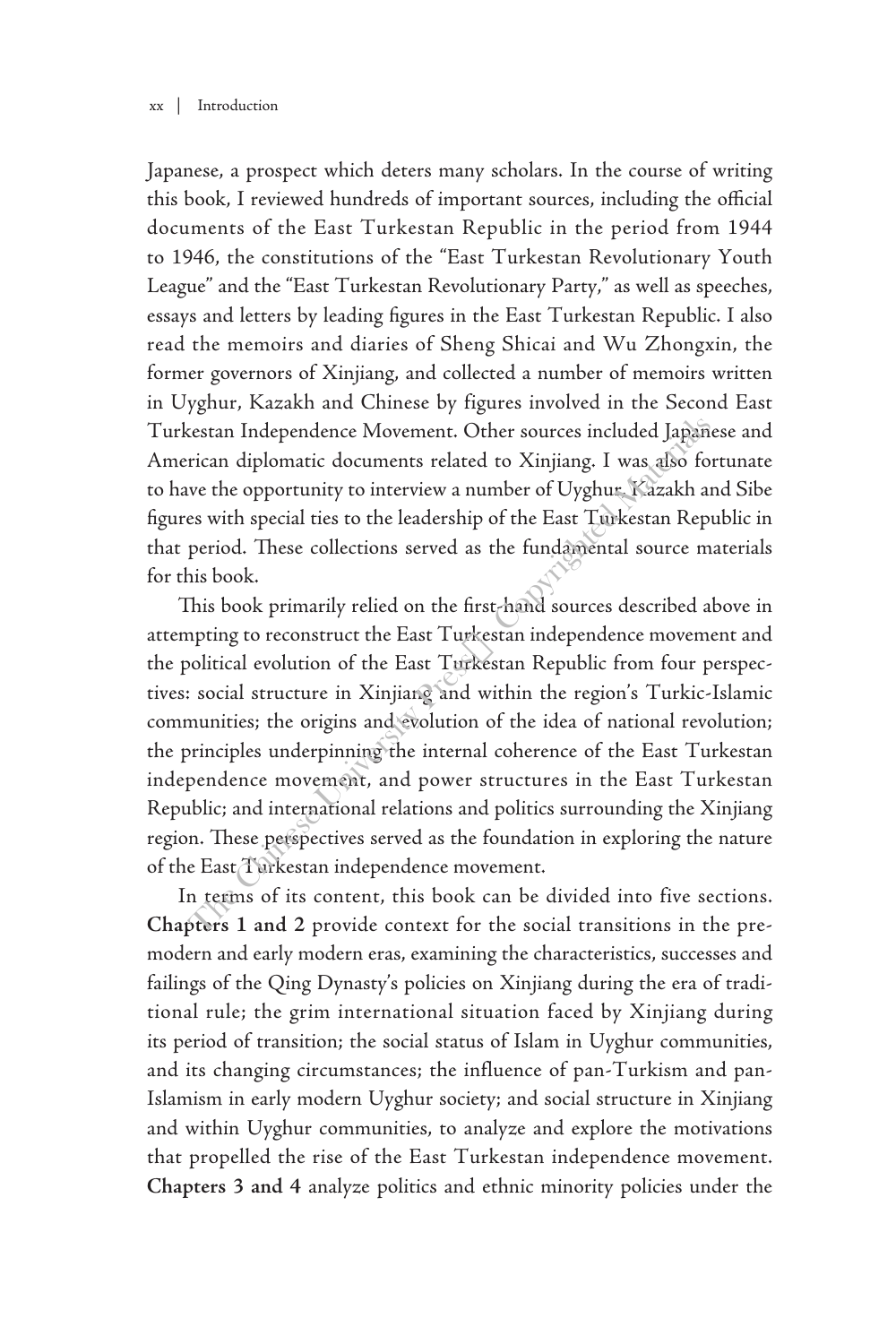Japanese, a prospect which deters many scholars. In the course of writing this book, I reviewed hundreds of important sources, including the official documents of the East Turkestan Republic in the period from 1944 to 1946, the constitutions of the "East Turkestan Revolutionary Youth League" and the "East Turkestan Revolutionary Party," as well as speeches, essays and letters by leading figures in the East Turkestan Republic. I also read the memoirs and diaries of Sheng Shicai and Wu Zhongxin, the former governors of Xinjiang, and collected a number of memoirs written in Uyghur, Kazakh and Chinese by figures involved in the Second East Turkestan Independence Movement. Other sources included Japanese and American diplomatic documents related to Xinjiang. I was also fortunate to have the opportunity to interview a number of Uyghur, Kazakh and Sibe figures with special ties to the leadership of the East Turkestan Republic in that period. These collections served as the fundamental source materials for this book.

This book primarily relied on the first-hand sources described above in attempting to reconstruct the East Turkestan independence movement and the political evolution of the East Turkestan Republic from four perspectives: social structure in Xinjiang and within the region's Turkic-Islamic communities; the origins and evolution of the idea of national revolution; the principles underpinning the internal coherence of the East Turkestan independence movement, and power structures in the East Turkestan Republic; and international relations and politics surrounding the Xinjiang region. These perspectives served as the foundation in exploring the nature of the East Turkestan independence movement.

In terms of its content, this book can be divided into five sections. **Chapters 1 and 2** provide context for the social transitions in the premodern and early modern eras, examining the characteristics, successes and failings of the Qing Dynasty's policies on Xinjiang during the era of traditional rule; the grim international situation faced by Xinjiang during its period of transition; the social status of Islam in Uyghur communities, and its changing circumstances; the influence of pan-Turkism and pan-Islamism in early modern Uyghur society; and social structure in Xinjiang and within Uyghur communities, to analyze and explore the motivations that propelled the rise of the East Turkestan independence movement. **Chapters 3 and 4** analyze politics and ethnic minority policies under the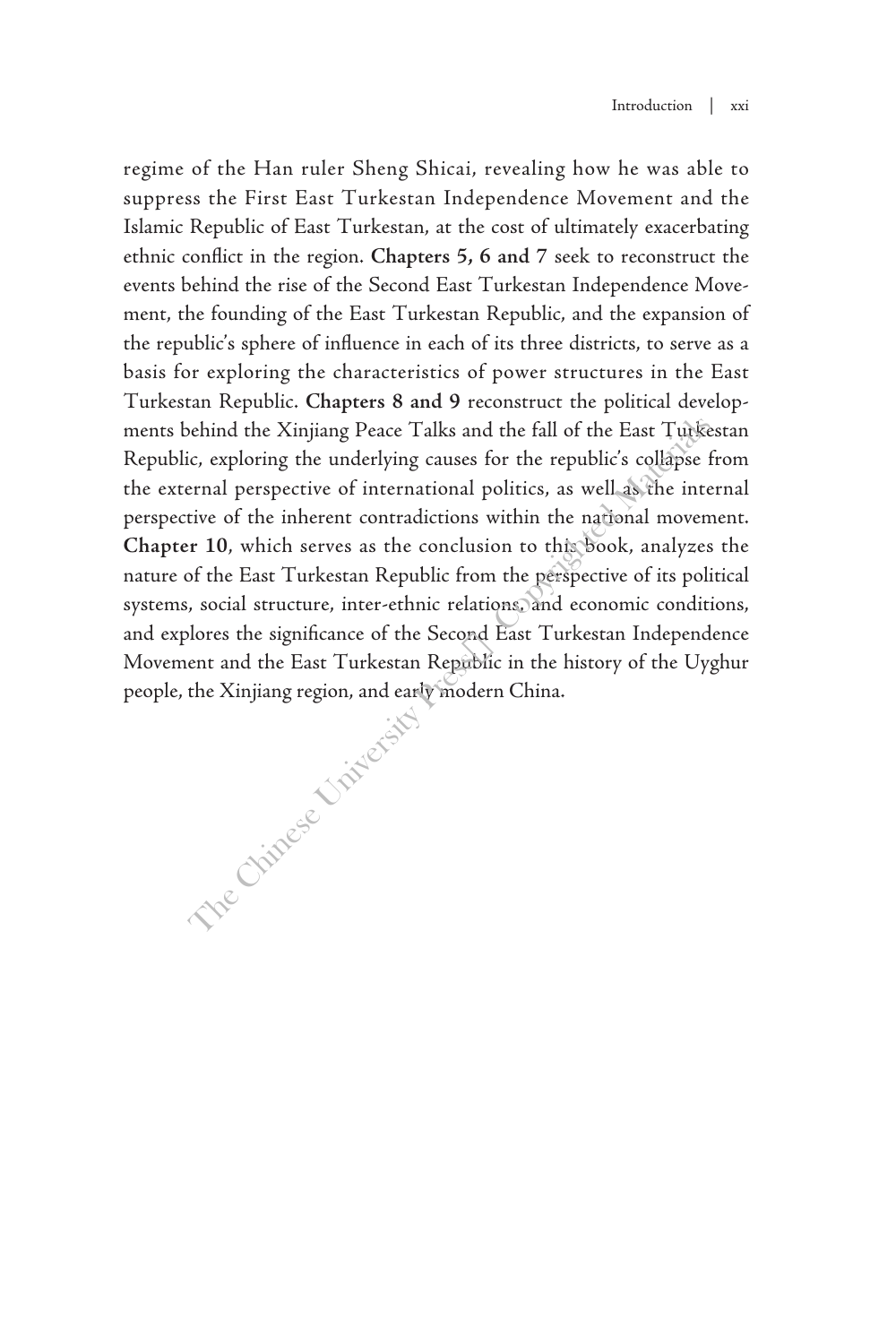regime of the Han ruler Sheng Shicai, revealing how he was able to suppress the First East Turkestan Independence Movement and the Islamic Republic of East Turkestan, at the cost of ultimately exacerbating ethnic conflict in the region. **Chapters 5, 6 and 7** seek to reconstruct the events behind the rise of the Second East Turkestan Independence Movement, the founding of the East Turkestan Republic, and the expansion of the republic's sphere of influence in each of its three districts, to serve as a basis for exploring the characteristics of power structures in the East Turkestan Republic. **Chapters 8 and 9** reconstruct the political developments behind the Xinjiang Peace Talks and the fall of the East Turkestan Republic, exploring the underlying causes for the republic's collapse from the external perspective of international politics, as well as the internal perspective of the inherent contradictions within the national movement. **Chapter 10**, which serves as the conclusion to this book, analyzes the nature of the East Turkestan Republic from the perspective of its political systems, social structure, inter-ethnic relations, and economic conditions, and explores the significance of the Second East Turkestan Independence Movement and the East Turkestan Republic in the history of the Uyghur people, the Xinjiang region, and early modern China.